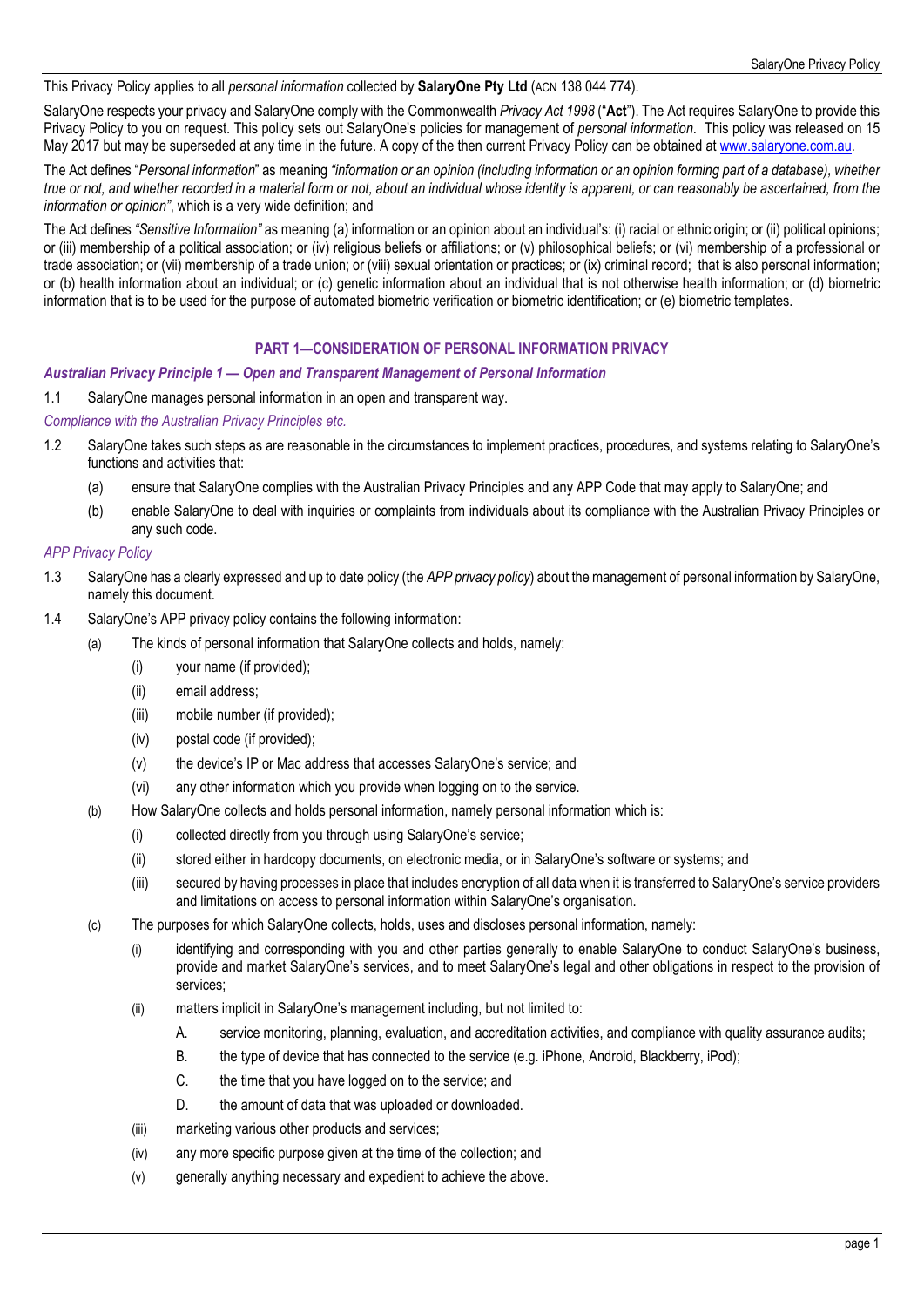This Privacy Policy applies to all *personal information* collected by **SalaryOne Pty Ltd** (ACN 138 044 774).

SalaryOne respects your privacy and SalaryOne comply with the Commonwealth *Privacy Act 1998* ("**Act**"). The Act requires SalaryOne to provide this Privacy Policy to you on request. This policy sets out SalaryOne's policies for management of *personal information*. This policy was released on 15 May 2017 but may be superseded at any time in the future. A copy of the then current Privacy Policy can be obtained at [www.salaryone.com.au](www.salaryone.com.au).

The Act defines "*Personal information*" as meaning *"information or an opinion (including information or an opinion forming part of a database), whether true or not, and whether recorded in a material form or not, about an individual whose identity is apparent, or can reasonably be ascertained, from the information or opinion"*, which is a very wide definition; and

The Act defines *"Sensitive Information"* as meaning (a) information or an opinion about an individual's: (i) racial or ethnic origin; or (ii) political opinions; or (iii) membership of a political association; or (iv) religious beliefs or affiliations; or (v) philosophical beliefs; or (vi) membership of a professional or trade association; or (vii) membership of a trade union; or (viii) sexual orientation or practices; or (ix) criminal record; that is also personal information; or (b) health information about an individual; or (c) genetic information about an individual that is not otherwise health information; or (d) biometric information that is to be used for the purpose of automated biometric verification or biometric identification; or (e) biometric templates.

## PART 1—CONSIDERATION OF PERSONAL INFORMATION PRIVACY

### *Australian Privacy Principle 1 — Open and Transparent Management of Personal Information*

1.1 SalaryOne manages personal information in an open and transparent way.

*Compliance with the Australian Privacy Principles etc.*

1.2 SalaryOne takes such steps as are reasonable in the circumstances to implement practices, procedures, and systems relating to SalaryOne's functions and activities that:

- (a) ensure that SalaryOne complies with the Australian Privacy Principles and any APP Code that may apply to SalaryOne; and
- (b) enable SalaryOne to deal with inquiries or complaints from individuals about its compliance with the Australian Privacy Principles or any such code.

*APP Privacy Policy*

1.3 SalaryOne has a clearly expressed and up to date policy (the *APP privacy policy*) about the management of personal information by SalaryOne, namely this document.

1.4 SalaryOne's APP privacy policy contains the following information:

- (a) The kinds of personal information that SalaryOne collects and holds, namely:
  - (i) your name (if provided);
  - (ii) email address;
  - (iii) mobile number (if provided);
  - (iv) postal code (if provided);
  - (v) the device's IP or Mac address that accesses SalaryOne's service; and
  - (vi) any other information which you provide when logging on to the service.
- (b) How SalaryOne collects and holds personal information, namely personal information which is:
  - (i) collected directly from you through using SalaryOne's service;
  - (ii) stored either in hardcopy documents, on electronic media, or in SalaryOne's software or systems; and
  - (iii) secured by having processes in place that includes encryption of all data when it is transferred to SalaryOne's service providers and limitations on access to personal information within SalaryOne's organisation.
- (c) The purposes for which SalaryOne collects, holds, uses and discloses personal information, namely:
  - (i) identifying and corresponding with you and other parties generally to enable SalaryOne to conduct SalaryOne's business, provide and market SalaryOne's services, and to meet SalaryOne's legal and other obligations in respect to the provision of services;
  - (ii) matters implicit in SalaryOne's management including, but not limited to:
    - A. service monitoring, planning, evaluation, and accreditation activities, and compliance with quality assurance audits;
    - B. the type of device that has connected to the service (e.g. iPhone, Android, Blackberry, iPod);
    - C. the time that you have logged on to the service; and
    - D. the amount of data that was uploaded or downloaded.
  - (iii) marketing various other products and services;
  - (iv) any more specific purpose given at the time of the collection; and
  - (v) generally anything necessary and expedient to achieve the above.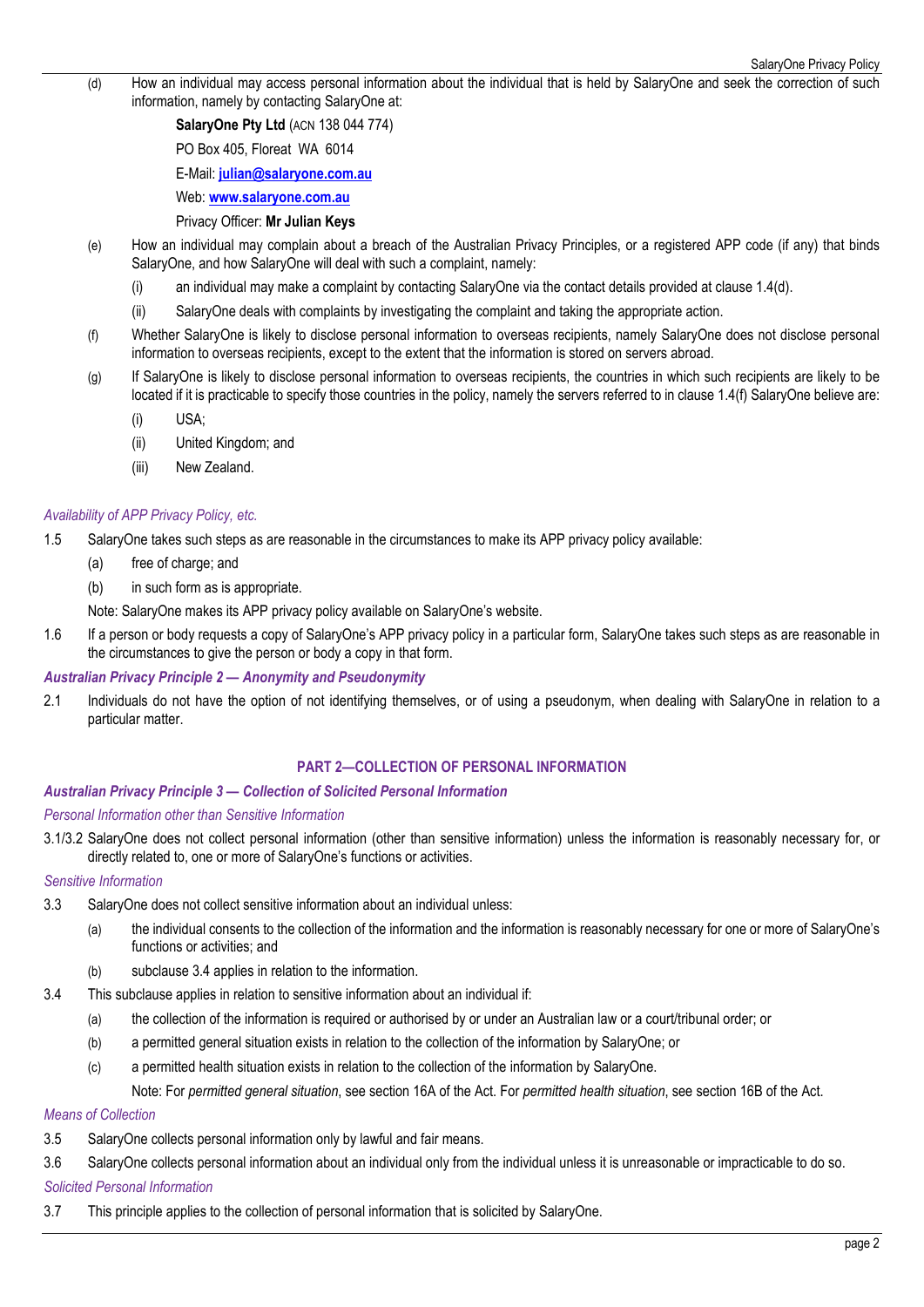(d) How an individual may access personal information about the individual that is held by SalaryOne and seek the correction of such information, namely by contacting SalaryOne at:

  **SalaryOne Pty Ltd** (ACN 138 044 774)

  PO Box 405, Floreat WA 6014

  E-Mail: **julian@salaryone.com.au**

  Web: **www.salaryone.com.au**

  Privacy Officer: **Mr Julian Keys**

(e) How an individual may complain about a breach of the Australian Privacy Principles, or a registered APP code (if any) that binds SalaryOne, and how SalaryOne will deal with such a complaint, namely:

  (i) an individual may make a complaint by contacting SalaryOne via the contact details provided at clause 1.4(d).

  (ii) SalaryOne deals with complaints by investigating the complaint and taking the appropriate action.

(f) Whether SalaryOne is likely to disclose personal information to overseas recipients, namely SalaryOne does not disclose personal information to overseas recipients, except to the extent that the information is stored on servers abroad.

(g) If SalaryOne is likely to disclose personal information to overseas recipients, the countries in which such recipients are likely to be located if it is practicable to specify those countries in the policy, namely the servers referred to in clause 1.4(f) SalaryOne believe are:

  (i) USA;

  (ii) United Kingdom; and

  (iii) New Zealand.

*Availability of APP Privacy Policy, etc.*

1.5 SalaryOne takes such steps as are reasonable in the circumstances to make its APP privacy policy available:

  (a) free of charge; and

  (b) in such form as is appropriate.

  Note: SalaryOne makes its APP privacy policy available on SalaryOne's website.

1.6 If a person or body requests a copy of SalaryOne's APP privacy policy in a particular form, SalaryOne takes such steps as are reasonable in the circumstances to give the person or body a copy in that form.

***Australian Privacy Principle 2 — Anonymity and Pseudonymity***

2.1 Individuals do not have the option of not identifying themselves, or of using a pseudonym, when dealing with SalaryOne in relation to a particular matter.

## PART 2—COLLECTION OF PERSONAL INFORMATION

***Australian Privacy Principle 3 — Collection of Solicited Personal Information***

*Personal Information other than Sensitive Information*

3.1/3.2 SalaryOne does not collect personal information (other than sensitive information) unless the information is reasonably necessary for, or directly related to, one or more of SalaryOne's functions or activities.

*Sensitive Information*

3.3 SalaryOne does not collect sensitive information about an individual unless:

  (a) the individual consents to the collection of the information and the information is reasonably necessary for one or more of SalaryOne's functions or activities; and

  (b) subclause 3.4 applies in relation to the information.

3.4 This subclause applies in relation to sensitive information about an individual if:

  (a) the collection of the information is required or authorised by or under an Australian law or a court/tribunal order; or

  (b) a permitted general situation exists in relation to the collection of the information by SalaryOne; or

  (c) a permitted health situation exists in relation to the collection of the information by SalaryOne.

  Note: For *permitted general situation*, see section 16A of the Act. For *permitted health situation*, see section 16B of the Act.

*Means of Collection*

3.5 SalaryOne collects personal information only by lawful and fair means.

3.6 SalaryOne collects personal information about an individual only from the individual unless it is unreasonable or impracticable to do so.

*Solicited Personal Information*

3.7 This principle applies to the collection of personal information that is solicited by SalaryOne.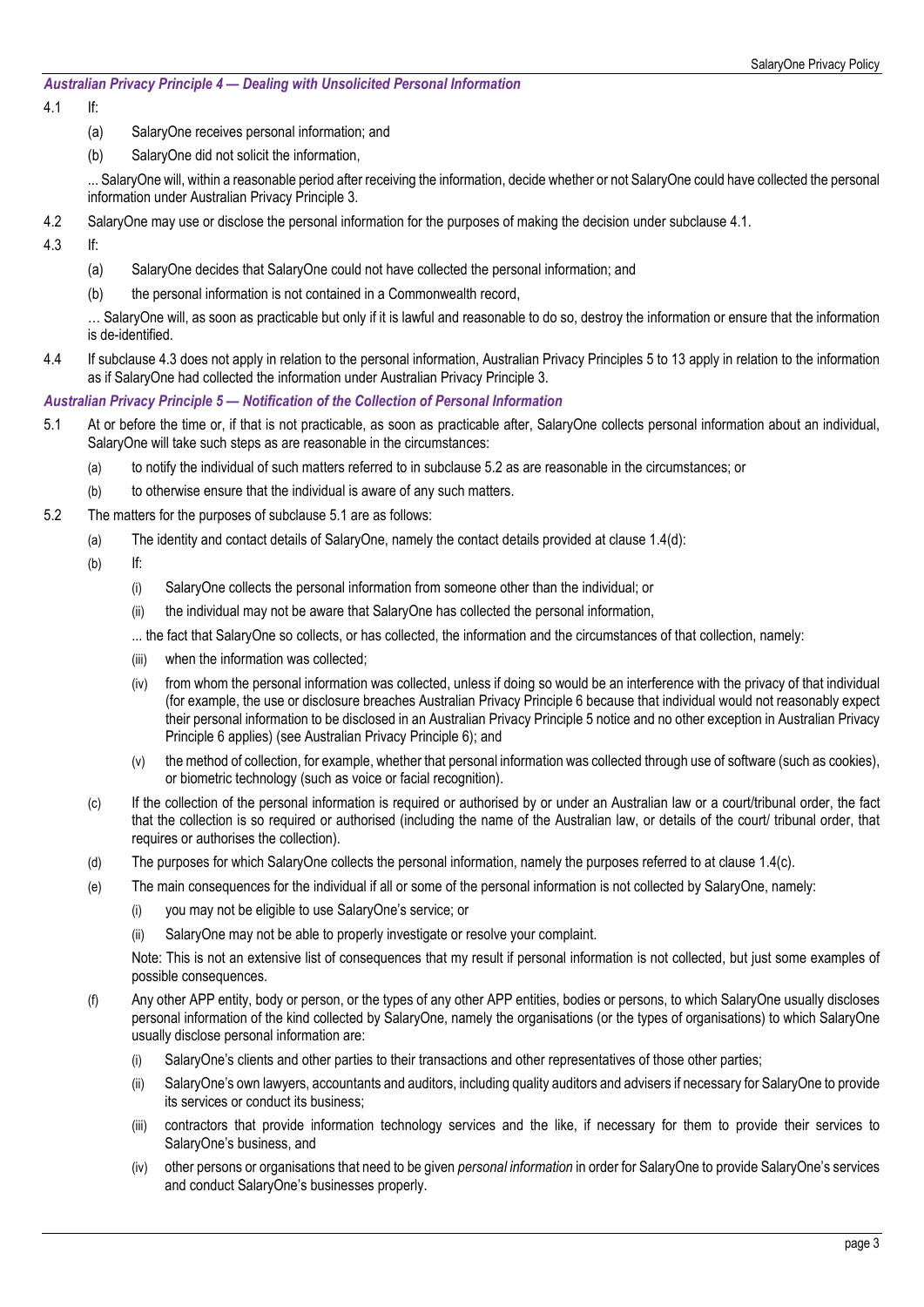### *Australian Privacy Principle 4 — Dealing with Unsolicited Personal Information*

4.1 If:

(a) SalaryOne receives personal information; and

(b) SalaryOne did not solicit the information,

... SalaryOne will, within a reasonable period after receiving the information, decide whether or not SalaryOne could have collected the personal information under Australian Privacy Principle 3.

4.2 SalaryOne may use or disclose the personal information for the purposes of making the decision under subclause 4.1.

4.3 If:

(a) SalaryOne decides that SalaryOne could not have collected the personal information; and

(b) the personal information is not contained in a Commonwealth record,

… SalaryOne will, as soon as practicable but only if it is lawful and reasonable to do so, destroy the information or ensure that the information is de-identified.

4.4 If subclause 4.3 does not apply in relation to the personal information, Australian Privacy Principles 5 to 13 apply in relation to the information as if SalaryOne had collected the information under Australian Privacy Principle 3.

### *Australian Privacy Principle 5 — Notification of the Collection of Personal Information*

5.1 At or before the time or, if that is not practicable, as soon as practicable after, SalaryOne collects personal information about an individual, SalaryOne will take such steps as are reasonable in the circumstances:

(a) to notify the individual of such matters referred to in subclause 5.2 as are reasonable in the circumstances; or

(b) to otherwise ensure that the individual is aware of any such matters.

5.2 The matters for the purposes of subclause 5.1 are as follows:

(a) The identity and contact details of SalaryOne, namely the contact details provided at clause 1.4(d):

(b) If:

(i) SalaryOne collects the personal information from someone other than the individual; or

(ii) the individual may not be aware that SalaryOne has collected the personal information,

... the fact that SalaryOne so collects, or has collected, the information and the circumstances of that collection, namely:

(iii) when the information was collected;

(iv) from whom the personal information was collected, unless if doing so would be an interference with the privacy of that individual (for example, the use or disclosure breaches Australian Privacy Principle 6 because that individual would not reasonably expect their personal information to be disclosed in an Australian Privacy Principle 5 notice and no other exception in Australian Privacy Principle 6 applies) (see Australian Privacy Principle 6); and

(v) the method of collection, for example, whether that personal information was collected through use of software (such as cookies), or biometric technology (such as voice or facial recognition).

(c) If the collection of the personal information is required or authorised by or under an Australian law or a court/tribunal order, the fact that the collection is so required or authorised (including the name of the Australian law, or details of the court/ tribunal order, that requires or authorises the collection).

(d) The purposes for which SalaryOne collects the personal information, namely the purposes referred to at clause 1.4(c).

(e) The main consequences for the individual if all or some of the personal information is not collected by SalaryOne, namely:

(i) you may not be eligible to use SalaryOne's service; or

(ii) SalaryOne may not be able to properly investigate or resolve your complaint.

Note: This is not an extensive list of consequences that my result if personal information is not collected, but just some examples of possible consequences.

(f) Any other APP entity, body or person, or the types of any other APP entities, bodies or persons, to which SalaryOne usually discloses personal information of the kind collected by SalaryOne, namely the organisations (or the types of organisations) to which SalaryOne usually disclose personal information are:

(i) SalaryOne's clients and other parties to their transactions and other representatives of those other parties;

(ii) SalaryOne's own lawyers, accountants and auditors, including quality auditors and advisers if necessary for SalaryOne to provide its services or conduct its business;

(iii) contractors that provide information technology services and the like, if necessary for them to provide their services to SalaryOne's business, and

(iv) other persons or organisations that need to be given *personal information* in order for SalaryOne to provide SalaryOne's services and conduct SalaryOne's businesses properly.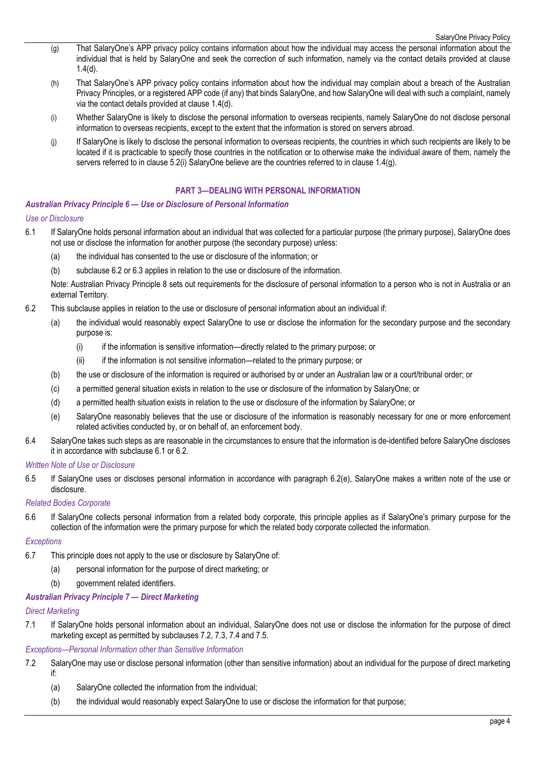(g) That SalaryOne's APP privacy policy contains information about how the individual may access the personal information about the individual that is held by SalaryOne and seek the correction of such information, namely via the contact details provided at clause 1.4(d).

(h) That SalaryOne's APP privacy policy contains information about how the individual may complain about a breach of the Australian Privacy Principles, or a registered APP code (if any) that binds SalaryOne, and how SalaryOne will deal with such a complaint, namely via the contact details provided at clause 1.4(d).

(i) Whether SalaryOne is likely to disclose the personal information to overseas recipients, namely SalaryOne do not disclose personal information to overseas recipients, except to the extent that the information is stored on servers abroad.

(j) If SalaryOne is likely to disclose the personal information to overseas recipients, the countries in which such recipients are likely to be located if it is practicable to specify those countries in the notification or to otherwise make the individual aware of them, namely the servers referred to in clause 5.2(i) SalaryOne believe are the countries referred to in clause 1.4(g).

## PART 3—DEALING WITH PERSONAL INFORMATION

### *Australian Privacy Principle 6 — Use or Disclosure of Personal Information*

*Use or Disclosure*

6.1 If SalaryOne holds personal information about an individual that was collected for a particular purpose (the primary purpose), SalaryOne does not use or disclose the information for another purpose (the secondary purpose) unless:

(a) the individual has consented to the use or disclosure of the information; or

(b) subclause 6.2 or 6.3 applies in relation to the use or disclosure of the information.

Note: Australian Privacy Principle 8 sets out requirements for the disclosure of personal information to a person who is not in Australia or an external Territory.

6.2 This subclause applies in relation to the use or disclosure of personal information about an individual if:

(a) the individual would reasonably expect SalaryOne to use or disclose the information for the secondary purpose and the secondary purpose is:

(i) if the information is sensitive information—directly related to the primary purpose; or

(ii) if the information is not sensitive information—related to the primary purpose; or

(b) the use or disclosure of the information is required or authorised by or under an Australian law or a court/tribunal order; or

(c) a permitted general situation exists in relation to the use or disclosure of the information by SalaryOne; or

(d) a permitted health situation exists in relation to the use or disclosure of the information by SalaryOne; or

(e) SalaryOne reasonably believes that the use or disclosure of the information is reasonably necessary for one or more enforcement related activities conducted by, or on behalf of, an enforcement body.

6.4 SalaryOne takes such steps as are reasonable in the circumstances to ensure that the information is de-identified before SalaryOne discloses it in accordance with subclause 6.1 or 6.2.

*Written Note of Use or Disclosure*

6.5 If SalaryOne uses or discloses personal information in accordance with paragraph 6.2(e), SalaryOne makes a written note of the use or disclosure.

*Related Bodies Corporate*

6.6 If SalaryOne collects personal information from a related body corporate, this principle applies as if SalaryOne's primary purpose for the collection of the information were the primary purpose for which the related body corporate collected the information.

*Exceptions*

6.7 This principle does not apply to the use or disclosure by SalaryOne of:

(a) personal information for the purpose of direct marketing; or

(b) government related identifiers.

### *Australian Privacy Principle 7 — Direct Marketing*

*Direct Marketing*

7.1 If SalaryOne holds personal information about an individual, SalaryOne does not use or disclose the information for the purpose of direct marketing except as permitted by subclauses 7.2, 7.3, 7.4 and 7.5.

*Exceptions—Personal Information other than Sensitive Information*

7.2 SalaryOne may use or disclose personal information (other than sensitive information) about an individual for the purpose of direct marketing if:

(a) SalaryOne collected the information from the individual;

(b) the individual would reasonably expect SalaryOne to use or disclose the information for that purpose;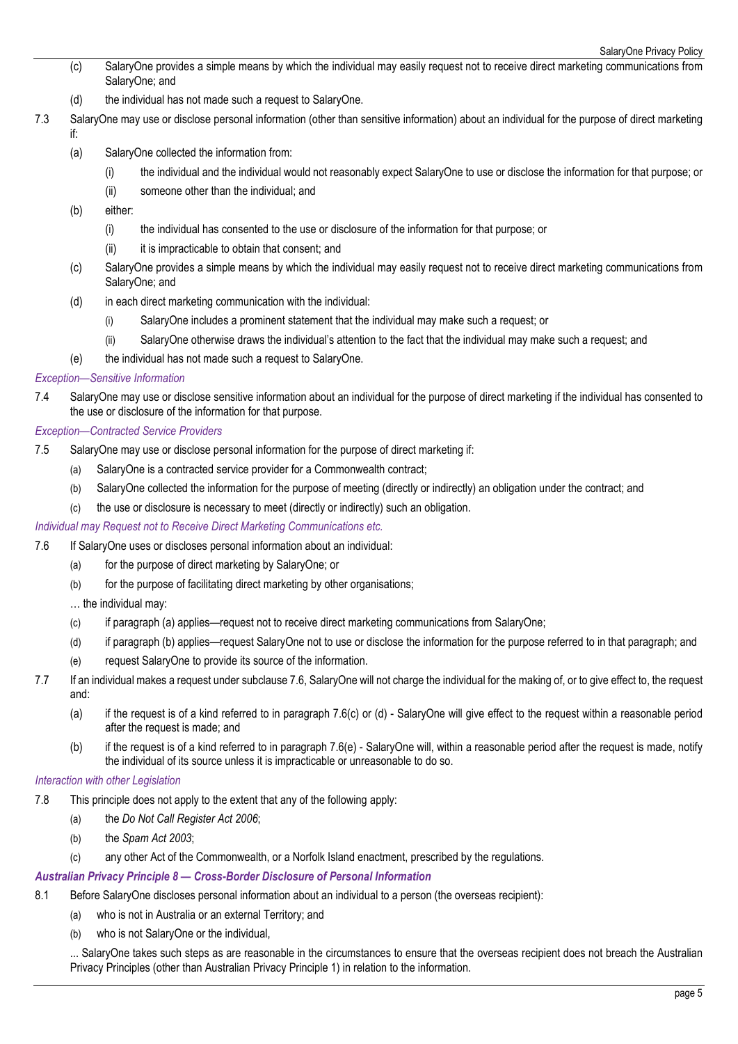(c) SalaryOne provides a simple means by which the individual may easily request not to receive direct marketing communications from SalaryOne; and

(d) the individual has not made such a request to SalaryOne.

7.3 SalaryOne may use or disclose personal information (other than sensitive information) about an individual for the purpose of direct marketing if:

(a) SalaryOne collected the information from:

(i) the individual and the individual would not reasonably expect SalaryOne to use or disclose the information for that purpose; or

(ii) someone other than the individual; and

(b) either:

(i) the individual has consented to the use or disclosure of the information for that purpose; or

(ii) it is impracticable to obtain that consent; and

(c) SalaryOne provides a simple means by which the individual may easily request not to receive direct marketing communications from SalaryOne; and

(d) in each direct marketing communication with the individual:

(i) SalaryOne includes a prominent statement that the individual may make such a request; or

(ii) SalaryOne otherwise draws the individual's attention to the fact that the individual may make such a request; and

(e) the individual has not made such a request to SalaryOne.

*Exception—Sensitive Information*

7.4 SalaryOne may use or disclose sensitive information about an individual for the purpose of direct marketing if the individual has consented to the use or disclosure of the information for that purpose.

*Exception—Contracted Service Providers*

7.5 SalaryOne may use or disclose personal information for the purpose of direct marketing if:

(a) SalaryOne is a contracted service provider for a Commonwealth contract;

(b) SalaryOne collected the information for the purpose of meeting (directly or indirectly) an obligation under the contract; and

(c) the use or disclosure is necessary to meet (directly or indirectly) such an obligation.

*Individual may Request not to Receive Direct Marketing Communications etc.*

7.6 If SalaryOne uses or discloses personal information about an individual:

(a) for the purpose of direct marketing by SalaryOne; or

(b) for the purpose of facilitating direct marketing by other organisations;

… the individual may:

(c) if paragraph (a) applies—request not to receive direct marketing communications from SalaryOne;

(d) if paragraph (b) applies—request SalaryOne not to use or disclose the information for the purpose referred to in that paragraph; and

(e) request SalaryOne to provide its source of the information.

7.7 If an individual makes a request under subclause 7.6, SalaryOne will not charge the individual for the making of, or to give effect to, the request and:

(a) if the request is of a kind referred to in paragraph 7.6(c) or (d) - SalaryOne will give effect to the request within a reasonable period after the request is made; and

(b) if the request is of a kind referred to in paragraph 7.6(e) - SalaryOne will, within a reasonable period after the request is made, notify the individual of its source unless it is impracticable or unreasonable to do so.

*Interaction with other Legislation*

7.8 This principle does not apply to the extent that any of the following apply:

(a) the *Do Not Call Register Act 2006*;

(b) the *Spam Act 2003*;

(c) any other Act of the Commonwealth, or a Norfolk Island enactment, prescribed by the regulations.

### *Australian Privacy Principle 8 — Cross-Border Disclosure of Personal Information*

8.1 Before SalaryOne discloses personal information about an individual to a person (the overseas recipient):

(a) who is not in Australia or an external Territory; and

(b) who is not SalaryOne or the individual,

... SalaryOne takes such steps as are reasonable in the circumstances to ensure that the overseas recipient does not breach the Australian Privacy Principles (other than Australian Privacy Principle 1) in relation to the information.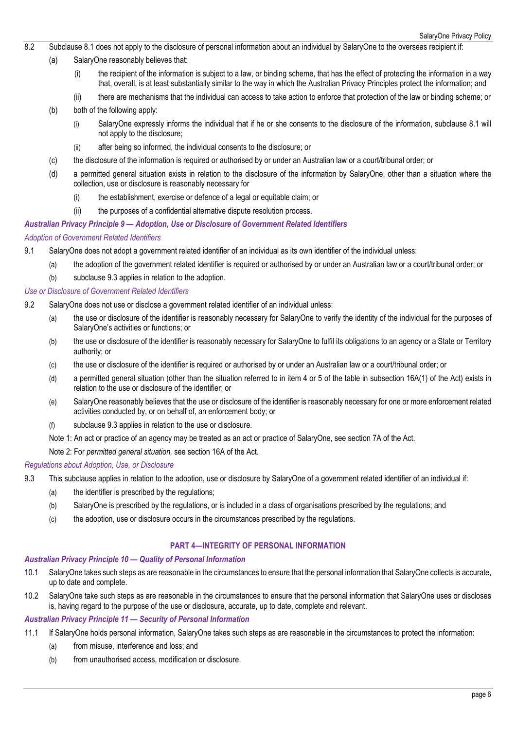8.2 Subclause 8.1 does not apply to the disclosure of personal information about an individual by SalaryOne to the overseas recipient if:

(a) SalaryOne reasonably believes that:

(i) the recipient of the information is subject to a law, or binding scheme, that has the effect of protecting the information in a way that, overall, is at least substantially similar to the way in which the Australian Privacy Principles protect the information; and

(ii) there are mechanisms that the individual can access to take action to enforce that protection of the law or binding scheme; or

(b) both of the following apply:

(i) SalaryOne expressly informs the individual that if he or she consents to the disclosure of the information, subclause 8.1 will not apply to the disclosure;

(ii) after being so informed, the individual consents to the disclosure; or

(c) the disclosure of the information is required or authorised by or under an Australian law or a court/tribunal order; or

(d) a permitted general situation exists in relation to the disclosure of the information by SalaryOne, other than a situation where the collection, use or disclosure is reasonably necessary for

(i) the establishment, exercise or defence of a legal or equitable claim; or

(ii) the purposes of a confidential alternative dispute resolution process.

### *Australian Privacy Principle 9 — Adoption, Use or Disclosure of Government Related Identifiers*

*Adoption of Government Related Identifiers*

9.1 SalaryOne does not adopt a government related identifier of an individual as its own identifier of the individual unless:

(a) the adoption of the government related identifier is required or authorised by or under an Australian law or a court/tribunal order; or

(b) subclause 9.3 applies in relation to the adoption.

*Use or Disclosure of Government Related Identifiers*

9.2 SalaryOne does not use or disclose a government related identifier of an individual unless:

(a) the use or disclosure of the identifier is reasonably necessary for SalaryOne to verify the identity of the individual for the purposes of SalaryOne's activities or functions; or

(b) the use or disclosure of the identifier is reasonably necessary for SalaryOne to fulfil its obligations to an agency or a State or Territory authority; or

(c) the use or disclosure of the identifier is required or authorised by or under an Australian law or a court/tribunal order; or

(d) a permitted general situation (other than the situation referred to in item 4 or 5 of the table in subsection 16A(1) of the Act) exists in relation to the use or disclosure of the identifier; or

(e) SalaryOne reasonably believes that the use or disclosure of the identifier is reasonably necessary for one or more enforcement related activities conducted by, or on behalf of, an enforcement body; or

(f) subclause 9.3 applies in relation to the use or disclosure.

Note 1: An act or practice of an agency may be treated as an act or practice of SalaryOne, see section 7A of the Act.

Note 2: For *permitted general situation,* see section 16A of the Act.

*Regulations about Adoption, Use, or Disclosure*

9.3 This subclause applies in relation to the adoption, use or disclosure by SalaryOne of a government related identifier of an individual if:

(a) the identifier is prescribed by the regulations;

(b) SalaryOne is prescribed by the regulations, or is included in a class of organisations prescribed by the regulations; and

(c) the adoption, use or disclosure occurs in the circumstances prescribed by the regulations.

## PART 4—INTEGRITY OF PERSONAL INFORMATION

### *Australian Privacy Principle 10 — Quality of Personal Information*

10.1 SalaryOne takes such steps as are reasonable in the circumstances to ensure that the personal information that SalaryOne collects is accurate, up to date and complete.

10.2 SalaryOne take such steps as are reasonable in the circumstances to ensure that the personal information that SalaryOne uses or discloses is, having regard to the purpose of the use or disclosure, accurate, up to date, complete and relevant.

### *Australian Privacy Principle 11 — Security of Personal Information*

11.1 If SalaryOne holds personal information, SalaryOne takes such steps as are reasonable in the circumstances to protect the information:

(a) from misuse, interference and loss; and

(b) from unauthorised access, modification or disclosure.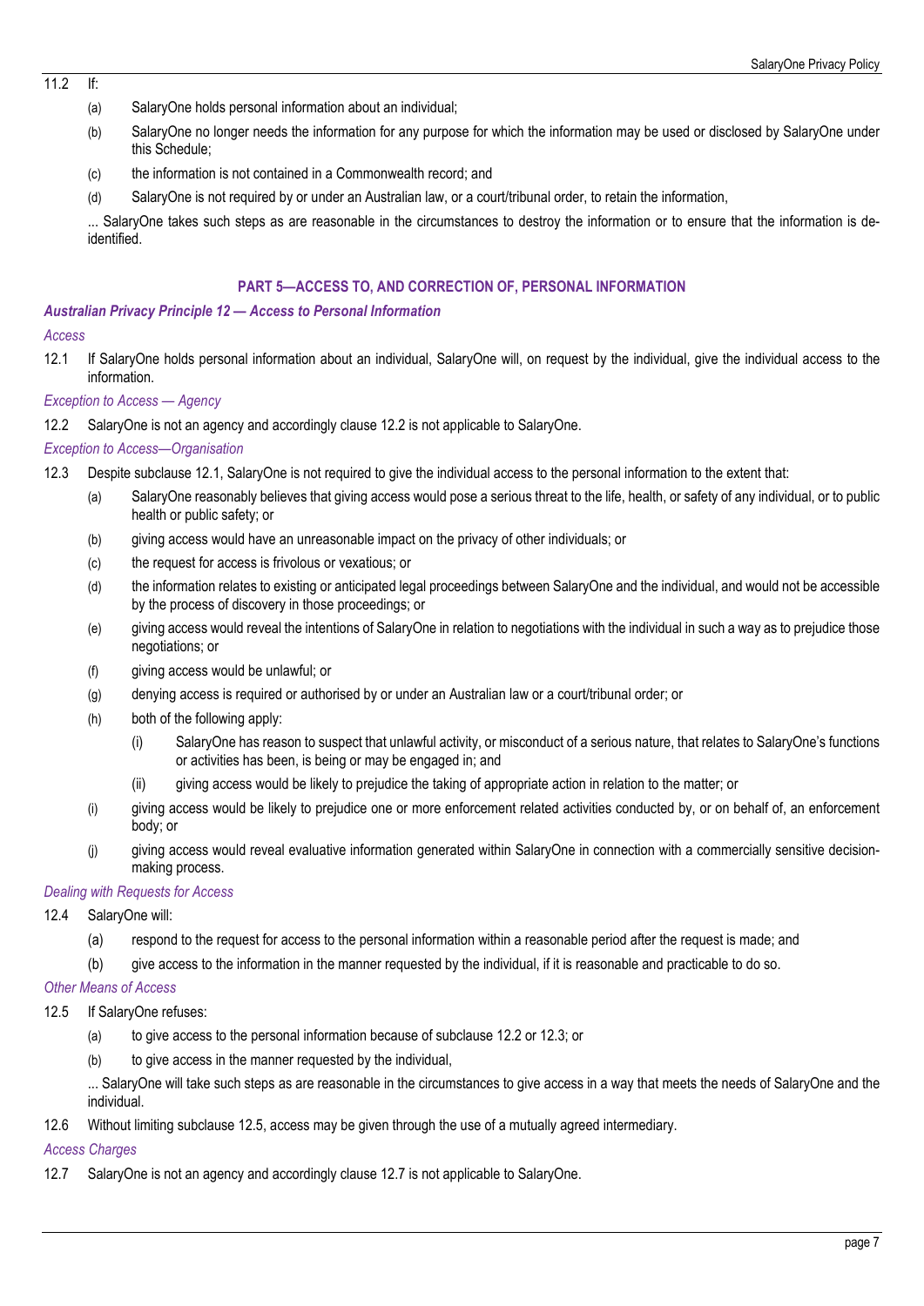11.2 If:

(a) SalaryOne holds personal information about an individual;

(b) SalaryOne no longer needs the information for any purpose for which the information may be used or disclosed by SalaryOne under this Schedule;

(c) the information is not contained in a Commonwealth record; and

(d) SalaryOne is not required by or under an Australian law, or a court/tribunal order, to retain the information,

... SalaryOne takes such steps as are reasonable in the circumstances to destroy the information or to ensure that the information is de-identified.

## PART 5—ACCESS TO, AND CORRECTION OF, PERSONAL INFORMATION

### *Australian Privacy Principle 12 — Access to Personal Information*

*Access*

12.1 If SalaryOne holds personal information about an individual, SalaryOne will, on request by the individual, give the individual access to the information.

*Exception to Access — Agency*

12.2 SalaryOne is not an agency and accordingly clause 12.2 is not applicable to SalaryOne.

*Exception to Access—Organisation*

12.3 Despite subclause 12.1, SalaryOne is not required to give the individual access to the personal information to the extent that:

(a) SalaryOne reasonably believes that giving access would pose a serious threat to the life, health, or safety of any individual, or to public health or public safety; or

(b) giving access would have an unreasonable impact on the privacy of other individuals; or

(c) the request for access is frivolous or vexatious; or

(d) the information relates to existing or anticipated legal proceedings between SalaryOne and the individual, and would not be accessible by the process of discovery in those proceedings; or

(e) giving access would reveal the intentions of SalaryOne in relation to negotiations with the individual in such a way as to prejudice those negotiations; or

(f) giving access would be unlawful; or

(g) denying access is required or authorised by or under an Australian law or a court/tribunal order; or

(h) both of the following apply:

(i) SalaryOne has reason to suspect that unlawful activity, or misconduct of a serious nature, that relates to SalaryOne's functions or activities has been, is being or may be engaged in; and

(ii) giving access would be likely to prejudice the taking of appropriate action in relation to the matter; or

(i) giving access would be likely to prejudice one or more enforcement related activities conducted by, or on behalf of, an enforcement body; or

(j) giving access would reveal evaluative information generated within SalaryOne in connection with a commercially sensitive decision-making process.

*Dealing with Requests for Access*

12.4 SalaryOne will:

(a) respond to the request for access to the personal information within a reasonable period after the request is made; and

(b) give access to the information in the manner requested by the individual, if it is reasonable and practicable to do so.

*Other Means of Access*

12.5 If SalaryOne refuses:

(a) to give access to the personal information because of subclause 12.2 or 12.3; or

(b) to give access in the manner requested by the individual,

... SalaryOne will take such steps as are reasonable in the circumstances to give access in a way that meets the needs of SalaryOne and the individual.

12.6 Without limiting subclause 12.5, access may be given through the use of a mutually agreed intermediary.

*Access Charges*

12.7 SalaryOne is not an agency and accordingly clause 12.7 is not applicable to SalaryOne.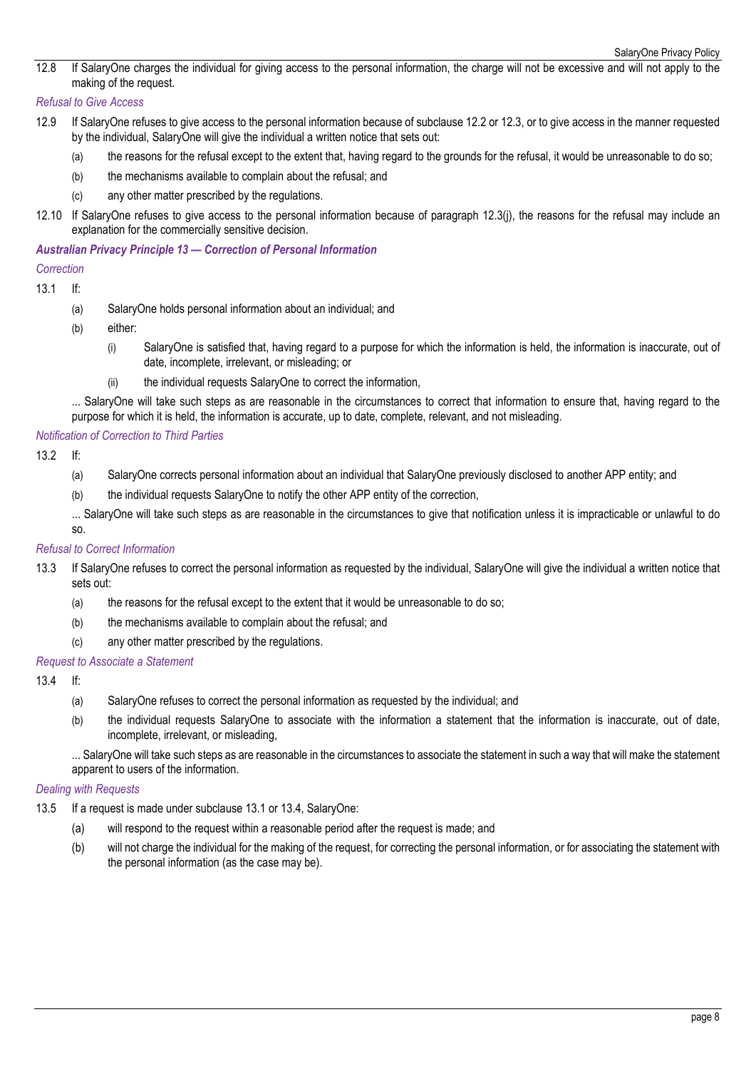12.8 If SalaryOne charges the individual for giving access to the personal information, the charge will not be excessive and will not apply to the making of the request.

*Refusal to Give Access*

12.9 If SalaryOne refuses to give access to the personal information because of subclause 12.2 or 12.3, or to give access in the manner requested by the individual, SalaryOne will give the individual a written notice that sets out:

- (a) the reasons for the refusal except to the extent that, having regard to the grounds for the refusal, it would be unreasonable to do so;
- (b) the mechanisms available to complain about the refusal; and
- (c) any other matter prescribed by the regulations.

12.10 If SalaryOne refuses to give access to the personal information because of paragraph 12.3(j), the reasons for the refusal may include an explanation for the commercially sensitive decision.

***Australian Privacy Principle 13 — Correction of Personal Information***

*Correction*

13.1 If:

- (a) SalaryOne holds personal information about an individual; and
- (b) either:
  - (i) SalaryOne is satisfied that, having regard to a purpose for which the information is held, the information is inaccurate, out of date, incomplete, irrelevant, or misleading; or
  - (ii) the individual requests SalaryOne to correct the information,

... SalaryOne will take such steps as are reasonable in the circumstances to correct that information to ensure that, having regard to the purpose for which it is held, the information is accurate, up to date, complete, relevant, and not misleading.

*Notification of Correction to Third Parties*

13.2 If:

- (a) SalaryOne corrects personal information about an individual that SalaryOne previously disclosed to another APP entity; and
- (b) the individual requests SalaryOne to notify the other APP entity of the correction,

... SalaryOne will take such steps as are reasonable in the circumstances to give that notification unless it is impracticable or unlawful to do so.

*Refusal to Correct Information*

13.3 If SalaryOne refuses to correct the personal information as requested by the individual, SalaryOne will give the individual a written notice that sets out:

- (a) the reasons for the refusal except to the extent that it would be unreasonable to do so;
- (b) the mechanisms available to complain about the refusal; and
- (c) any other matter prescribed by the regulations.

*Request to Associate a Statement*

13.4 If:

- (a) SalaryOne refuses to correct the personal information as requested by the individual; and
- (b) the individual requests SalaryOne to associate with the information a statement that the information is inaccurate, out of date, incomplete, irrelevant, or misleading,

... SalaryOne will take such steps as are reasonable in the circumstances to associate the statement in such a way that will make the statement apparent to users of the information.

*Dealing with Requests*

13.5 If a request is made under subclause 13.1 or 13.4, SalaryOne:

- (a) will respond to the request within a reasonable period after the request is made; and
- (b) will not charge the individual for the making of the request, for correcting the personal information, or for associating the statement with the personal information (as the case may be).